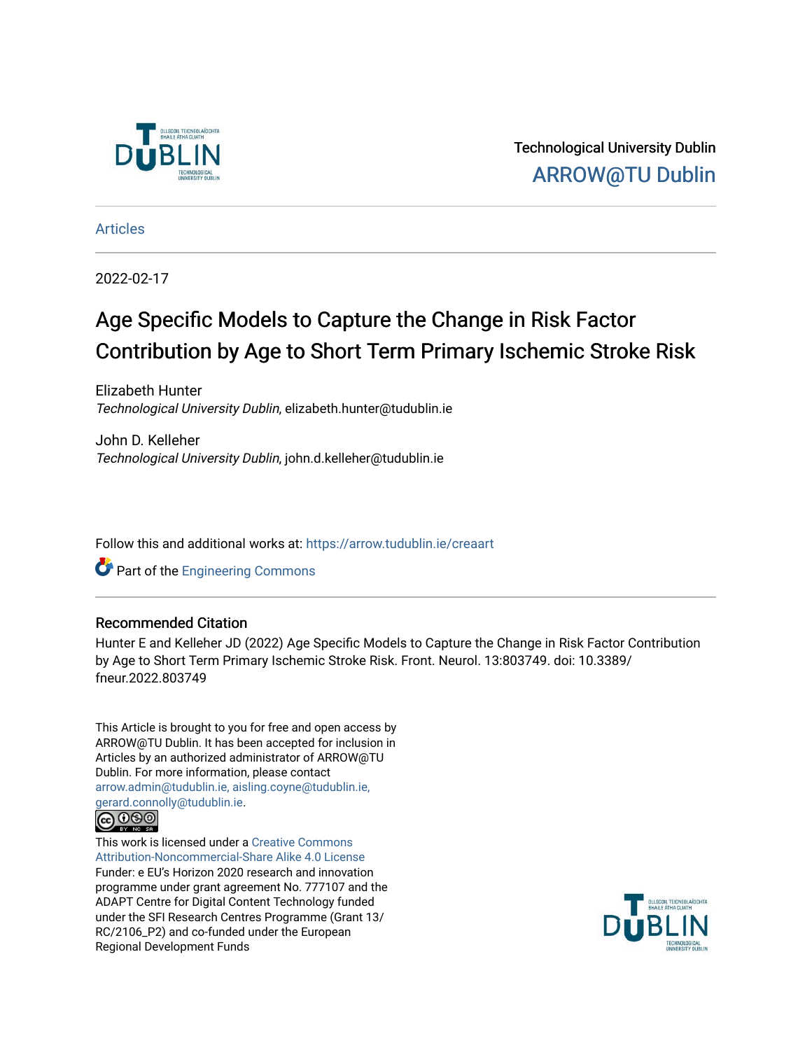Technological University Dublin

ARROW@TU Dublin

Articles

2022-02-17

# Age Specific Models to Capture the Change in Risk Factor Contribution by Age to Short Term Primary Ischemic Stroke Risk

Elizabeth Hunter
*Technological University Dublin*, elizabeth.hunter@tudublin.ie

John D. Kelleher
*Technological University Dublin*, john.d.kelleher@tudublin.ie

Follow this and additional works at: https://arrow.tudublin.ie/creaart

Part of the Engineering Commons

## Recommended Citation

Hunter E and Kelleher JD (2022) Age Specific Models to Capture the Change in Risk Factor Contribution by Age to Short Term Primary Ischemic Stroke Risk. Front. Neurol. 13:803749. doi: 10.3389/fneur.2022.803749

This Article is brought to you for free and open access by ARROW@TU Dublin. It has been accepted for inclusion in Articles by an authorized administrator of ARROW@TU Dublin. For more information, please contact arrow.admin@tudublin.ie, aisling.coyne@tudublin.ie, gerard.connolly@tudublin.ie.

This work is licensed under a Creative Commons Attribution-Noncommercial-Share Alike 4.0 License

Funder: e EU's Horizon 2020 research and innovation programme under grant agreement No. 777107 and the ADAPT Centre for Digital Content Technology funded under the SFI Research Centres Programme (Grant 13/RC/2106_P2) and co-funded under the European Regional Development Funds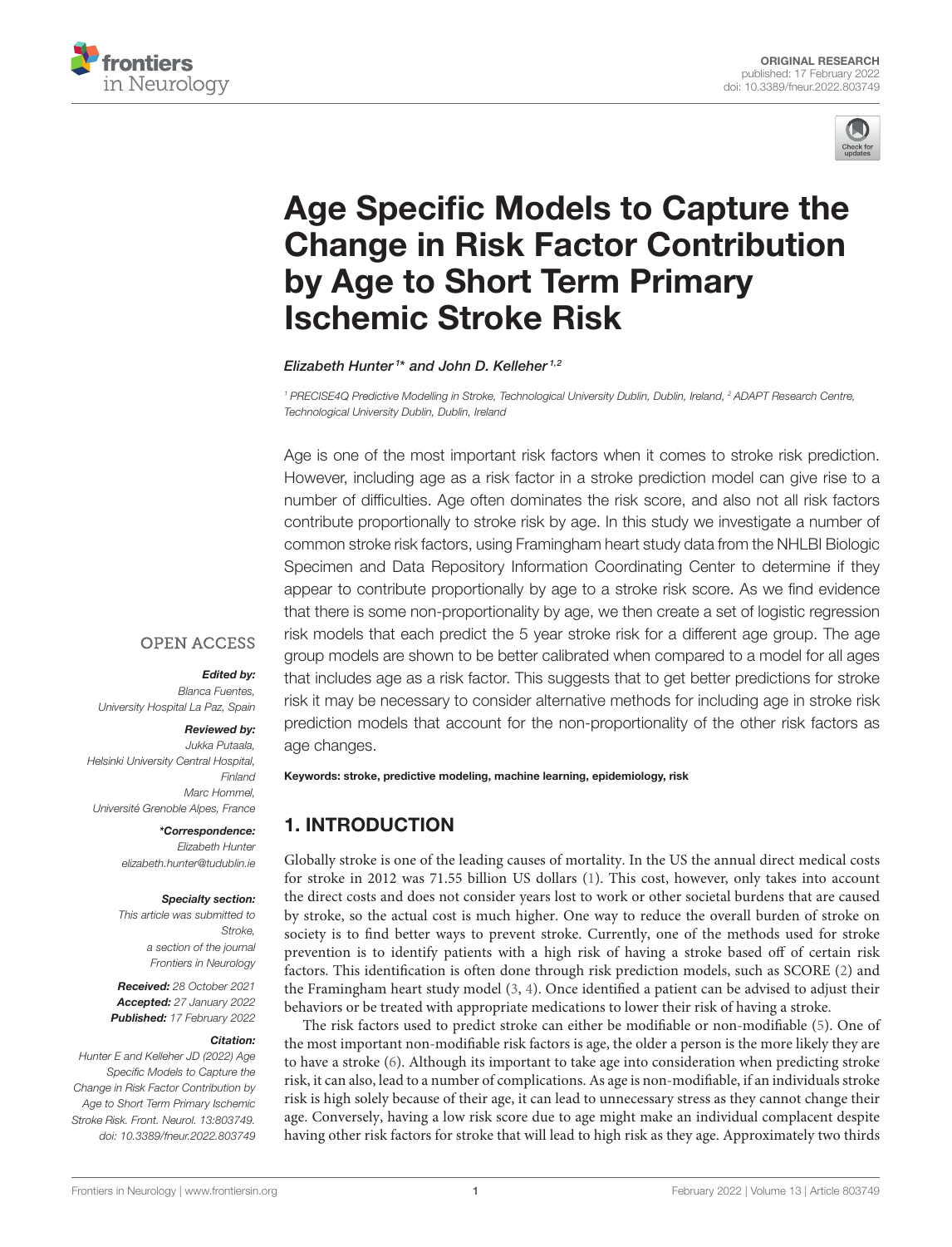# Age Specific Models to Capture the Change in Risk Factor Contribution by Age to Short Term Primary Ischemic Stroke Risk

*Elizabeth Hunter[1]* and John D. Kelleher[1,2]*

[1] PRECISE4Q Predictive Modelling in Stroke, Technological University Dublin, Dublin, Ireland, [2] ADAPT Research Centre, Technological University Dublin, Dublin, Ireland

Age is one of the most important risk factors when it comes to stroke risk prediction. However, including age as a risk factor in a stroke prediction model can give rise to a number of difficulties. Age often dominates the risk score, and also not all risk factors contribute proportionally to stroke risk by age. In this study we investigate a number of common stroke risk factors, using Framingham heart study data from the NHLBI Biologic Specimen and Data Repository Information Coordinating Center to determine if they appear to contribute proportionally by age to a stroke risk score. As we find evidence that there is some non-proportionality by age, we then create a set of logistic regression risk models that each predict the 5 year stroke risk for a different age group. The age group models are shown to be better calibrated when compared to a model for all ages that includes age as a risk factor. This suggests that to get better predictions for stroke risk it may be necessary to consider alternative methods for including age in stroke risk prediction models that account for the non-proportionality of the other risk factors as age changes.

**Keywords: stroke, predictive modeling, machine learning, epidemiology, risk**

OPEN ACCESS

***Edited by:***
*Blanca Fuentes, University Hospital La Paz, Spain*

***Reviewed by:***
*Jukka Putaala, Helsinki University Central Hospital, Finland*
*Marc Hommel, Université Grenoble Alpes, France*

***\*Correspondence:***
*Elizabeth Hunter*
*elizabeth.hunter@tudublin.ie*

***Specialty section:***
*This article was submitted to Stroke, a section of the journal Frontiers in Neurology*

***Received:*** *28 October 2021*
***Accepted:*** *27 January 2022*
***Published:*** *17 February 2022*

***Citation:***
*Hunter E and Kelleher JD (2022) Age Specific Models to Capture the Change in Risk Factor Contribution by Age to Short Term Primary Ischemic Stroke Risk. Front. Neurol. 13:803749. doi: 10.3389/fneur.2022.803749*

## 1. INTRODUCTION

Globally stroke is one of the leading causes of mortality. In the US the annual direct medical costs for stroke in 2012 was 71.55 billion US dollars (1). This cost, however, only takes into account the direct costs and does not consider years lost to work or other societal burdens that are caused by stroke, so the actual cost is much higher. One way to reduce the overall burden of stroke on society is to find better ways to prevent stroke. Currently, one of the methods used for stroke prevention is to identify patients with a high risk of having a stroke based off of certain risk factors. This identification is often done through risk prediction models, such as SCORE (2) and the Framingham heart study model (3, 4). Once identified a patient can be advised to adjust their behaviors or be treated with appropriate medications to lower their risk of having a stroke.

The risk factors used to predict stroke can either be modifiable or non-modifiable (5). One of the most important non-modifiable risk factors is age, the older a person is the more likely they are to have a stroke (6). Although its important to take age into consideration when predicting stroke risk, it can also, lead to a number of complications. As age is non-modifiable, if an individuals stroke risk is high solely because of their age, it can lead to unnecessary stress as they cannot change their age. Conversely, having a low risk score due to age might make an individual complacent despite having other risk factors for stroke that will lead to high risk as they age. Approximately two thirds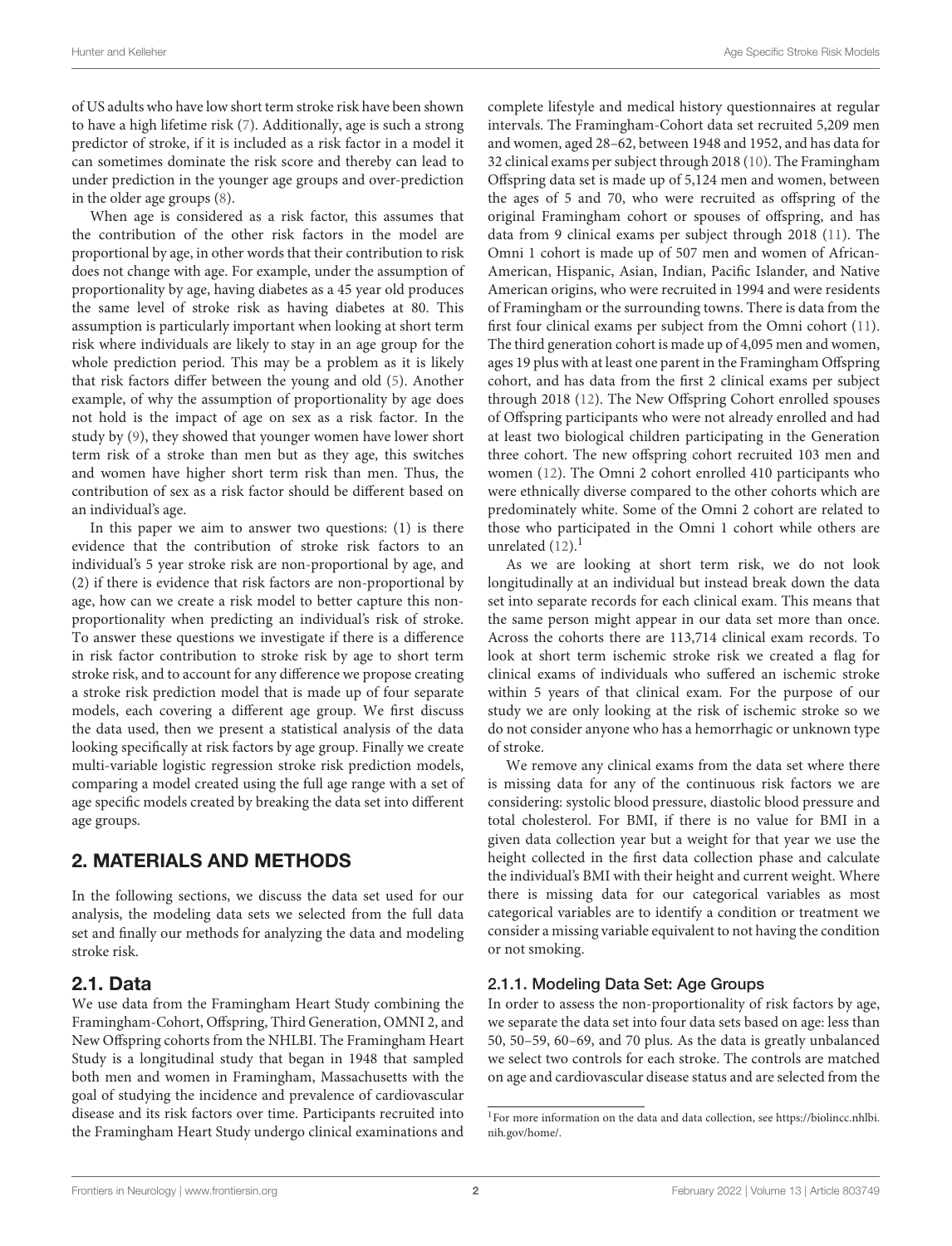of US adults who have low short term stroke risk have been shown to have a high lifetime risk (7). Additionally, age is such a strong predictor of stroke, if it is included as a risk factor in a model it can sometimes dominate the risk score and thereby can lead to under prediction in the younger age groups and over-prediction in the older age groups (8).

When age is considered as a risk factor, this assumes that the contribution of the other risk factors in the model are proportional by age, in other words that their contribution to risk does not change with age. For example, under the assumption of proportionality by age, having diabetes as a 45 year old produces the same level of stroke risk as having diabetes at 80. This assumption is particularly important when looking at short term risk where individuals are likely to stay in an age group for the whole prediction period. This may be a problem as it is likely that risk factors differ between the young and old (5). Another example, of why the assumption of proportionality by age does not hold is the impact of age on sex as a risk factor. In the study by (9), they showed that younger women have lower short term risk of a stroke than men but as they age, this switches and women have higher short term risk than men. Thus, the contribution of sex as a risk factor should be different based on an individual's age.

In this paper we aim to answer two questions: (1) is there evidence that the contribution of stroke risk factors to an individual's 5 year stroke risk are non-proportional by age, and (2) if there is evidence that risk factors are non-proportional by age, how can we create a risk model to better capture this non-proportionality when predicting an individual's risk of stroke. To answer these questions we investigate if there is a difference in risk factor contribution to stroke risk by age to short term stroke risk, and to account for any difference we propose creating a stroke risk prediction model that is made up of four separate models, each covering a different age group. We first discuss the data used, then we present a statistical analysis of the data looking specifically at risk factors by age group. Finally we create multi-variable logistic regression stroke risk prediction models, comparing a model created using the full age range with a set of age specific models created by breaking the data set into different age groups.

## 2. MATERIALS AND METHODS

In the following sections, we discuss the data set used for our analysis, the modeling data sets we selected from the full data set and finally our methods for analyzing the data and modeling stroke risk.

### 2.1. Data

We use data from the Framingham Heart Study combining the Framingham-Cohort, Offspring, Third Generation, OMNI 2, and New Offspring cohorts from the NHLBI. The Framingham Heart Study is a longitudinal study that began in 1948 that sampled both men and women in Framingham, Massachusetts with the goal of studying the incidence and prevalence of cardiovascular disease and its risk factors over time. Participants recruited into the Framingham Heart Study undergo clinical examinations and complete lifestyle and medical history questionnaires at regular intervals. The Framingham-Cohort data set recruited 5,209 men and women, aged 28–62, between 1948 and 1952, and has data for 32 clinical exams per subject through 2018 (10). The Framingham Offspring data set is made up of 5,124 men and women, between the ages of 5 and 70, who were recruited as offspring of the original Framingham cohort or spouses of offspring, and has data from 9 clinical exams per subject through 2018 (11). The Omni 1 cohort is made up of 507 men and women of African-American, Hispanic, Asian, Indian, Pacific Islander, and Native American origins, who were recruited in 1994 and were residents of Framingham or the surrounding towns. There is data from the first four clinical exams per subject from the Omni cohort (11). The third generation cohort is made up of 4,095 men and women, ages 19 plus with at least one parent in the Framingham Offspring cohort, and has data from the first 2 clinical exams per subject through 2018 (12). The New Offspring Cohort enrolled spouses of Offspring participants who were not already enrolled and had at least two biological children participating in the Generation three cohort. The new offspring cohort recruited 103 men and women (12). The Omni 2 cohort enrolled 410 participants who were ethnically diverse compared to the other cohorts which are predominately white. Some of the Omni 2 cohort are related to those who participated in the Omni 1 cohort while others are unrelated (12).[1]

As we are looking at short term risk, we do not look longitudinally at an individual but instead break down the data set into separate records for each clinical exam. This means that the same person might appear in our data set more than once. Across the cohorts there are 113,714 clinical exam records. To look at short term ischemic stroke risk we created a flag for clinical exams of individuals who suffered an ischemic stroke within 5 years of that clinical exam. For the purpose of our study we are only looking at the risk of ischemic stroke so we do not consider anyone who has a hemorrhagic or unknown type of stroke.

We remove any clinical exams from the data set where there is missing data for any of the continuous risk factors we are considering: systolic blood pressure, diastolic blood pressure and total cholesterol. For BMI, if there is no value for BMI in a given data collection year but a weight for that year we use the height collected in the first data collection phase and calculate the individual's BMI with their height and current weight. Where there is missing data for our categorical variables as most categorical variables are to identify a condition or treatment we consider a missing variable equivalent to not having the condition or not smoking.

#### 2.1.1. Modeling Data Set: Age Groups

In order to assess the non-proportionality of risk factors by age, we separate the data set into four data sets based on age: less than 50, 50–59, 60–69, and 70 plus. As the data is greatly unbalanced we select two controls for each stroke. The controls are matched on age and cardiovascular disease status and are selected from the

[1] For more information on the data and data collection, see https://biolincc.nhlbi.nih.gov/home/.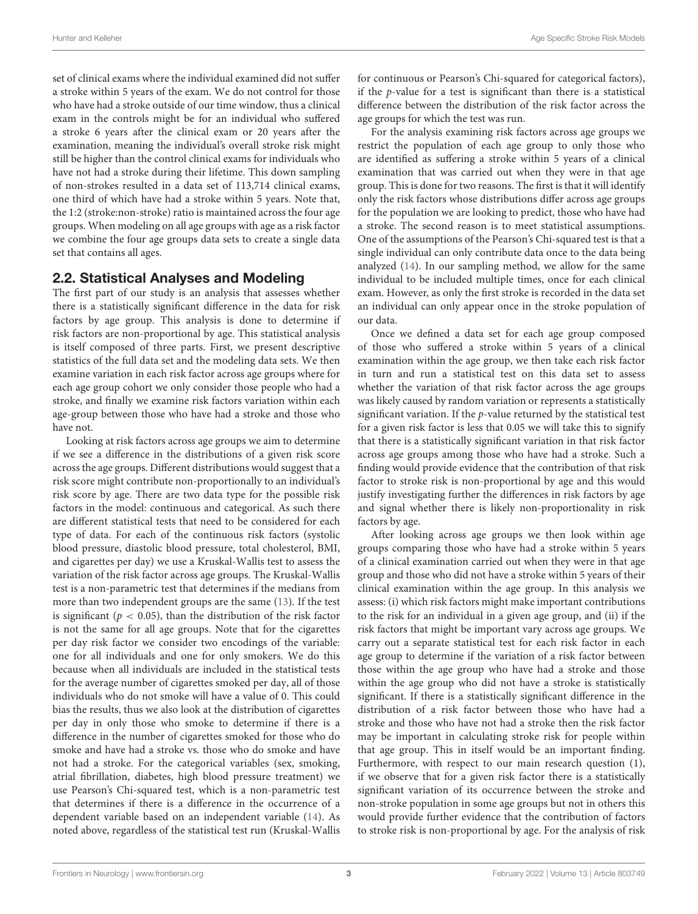set of clinical exams where the individual examined did not suffer a stroke within 5 years of the exam. We do not control for those who have had a stroke outside of our time window, thus a clinical exam in the controls might be for an individual who suffered a stroke 6 years after the clinical exam or 20 years after the examination, meaning the individual's overall stroke risk might still be higher than the control clinical exams for individuals who have not had a stroke during their lifetime. This down sampling of non-strokes resulted in a data set of 113,714 clinical exams, one third of which have had a stroke within 5 years. Note that, the 1:2 (stroke:non-stroke) ratio is maintained across the four age groups. When modeling on all age groups with age as a risk factor we combine the four age groups data sets to create a single data set that contains all ages.

## 2.2. Statistical Analyses and Modeling

The first part of our study is an analysis that assesses whether there is a statistically significant difference in the data for risk factors by age group. This analysis is done to determine if risk factors are non-proportional by age. This statistical analysis is itself composed of three parts. First, we present descriptive statistics of the full data set and the modeling data sets. We then examine variation in each risk factor across age groups where for each age group cohort we only consider those people who had a stroke, and finally we examine risk factors variation within each age-group between those who have had a stroke and those who have not.

Looking at risk factors across age groups we aim to determine if we see a difference in the distributions of a given risk score across the age groups. Different distributions would suggest that a risk score might contribute non-proportionally to an individual's risk score by age. There are two data type for the possible risk factors in the model: continuous and categorical. As such there are different statistical tests that need to be considered for each type of data. For each of the continuous risk factors (systolic blood pressure, diastolic blood pressure, total cholesterol, BMI, and cigarettes per day) we use a Kruskal-Wallis test to assess the variation of the risk factor across age groups. The Kruskal-Wallis test is a non-parametric test that determines if the medians from more than two independent groups are the same (13). If the test is significant ($p < 0.05$), than the distribution of the risk factor is not the same for all age groups. Note that for the cigarettes per day risk factor we consider two encodings of the variable: one for all individuals and one for only smokers. We do this because when all individuals are included in the statistical tests for the average number of cigarettes smoked per day, all of those individuals who do not smoke will have a value of 0. This could bias the results, thus we also look at the distribution of cigarettes per day in only those who smoke to determine if there is a difference in the number of cigarettes smoked for those who do smoke and have had a stroke vs. those who do smoke and have not had a stroke. For the categorical variables (sex, smoking, atrial fibrillation, diabetes, high blood pressure treatment) we use Pearson's Chi-squared test, which is a non-parametric test that determines if there is a difference in the occurrence of a dependent variable based on an independent variable (14). As noted above, regardless of the statistical test run (Kruskal-Wallis for continuous or Pearson's Chi-squared for categorical factors), if the *p*-value for a test is significant than there is a statistical difference between the distribution of the risk factor across the age groups for which the test was run.

For the analysis examining risk factors across age groups we restrict the population of each age group to only those who are identified as suffering a stroke within 5 years of a clinical examination that was carried out when they were in that age group. This is done for two reasons. The first is that it will identify only the risk factors whose distributions differ across age groups for the population we are looking to predict, those who have had a stroke. The second reason is to meet statistical assumptions. One of the assumptions of the Pearson's Chi-squared test is that a single individual can only contribute data once to the data being analyzed (14). In our sampling method, we allow for the same individual to be included multiple times, once for each clinical exam. However, as only the first stroke is recorded in the data set an individual can only appear once in the stroke population of our data.

Once we defined a data set for each age group composed of those who suffered a stroke within 5 years of a clinical examination within the age group, we then take each risk factor in turn and run a statistical test on this data set to assess whether the variation of that risk factor across the age groups was likely caused by random variation or represents a statistically significant variation. If the *p*-value returned by the statistical test for a given risk factor is less that 0.05 we will take this to signify that there is a statistically significant variation in that risk factor across age groups among those who have had a stroke. Such a finding would provide evidence that the contribution of that risk factor to stroke risk is non-proportional by age and this would justify investigating further the differences in risk factors by age and signal whether there is likely non-proportionality in risk factors by age.

After looking across age groups we then look within age groups comparing those who have had a stroke within 5 years of a clinical examination carried out when they were in that age group and those who did not have a stroke within 5 years of their clinical examination within the age group. In this analysis we assess: (i) which risk factors might make important contributions to the risk for an individual in a given age group, and (ii) if the risk factors that might be important vary across age groups. We carry out a separate statistical test for each risk factor in each age group to determine if the variation of a risk factor between those within the age group who have had a stroke and those within the age group who did not have a stroke is statistically significant. If there is a statistically significant difference in the distribution of a risk factor between those who have had a stroke and those who have not had a stroke then the risk factor may be important in calculating stroke risk for people within that age group. This in itself would be an important finding. Furthermore, with respect to our main research question (1), if we observe that for a given risk factor there is a statistically significant variation of its occurrence between the stroke and non-stroke population in some age groups but not in others this would provide further evidence that the contribution of factors to stroke risk is non-proportional by age. For the analysis of risk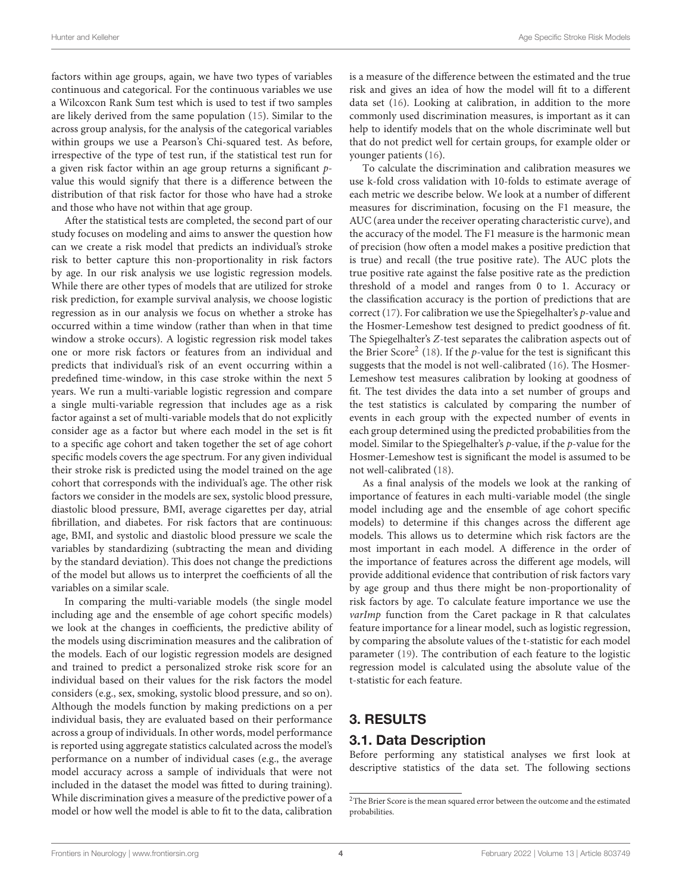factors within age groups, again, we have two types of variables continuous and categorical. For the continuous variables we use a Wilcoxcon Rank Sum test which is used to test if two samples are likely derived from the same population (15). Similar to the across group analysis, for the analysis of the categorical variables within groups we use a Pearson's Chi-squared test. As before, irrespective of the type of test run, if the statistical test run for a given risk factor within an age group returns a significant *p*-value this would signify that there is a difference between the distribution of that risk factor for those who have had a stroke and those who have not within that age group.

After the statistical tests are completed, the second part of our study focuses on modeling and aims to answer the question how can we create a risk model that predicts an individual's stroke risk to better capture this non-proportionality in risk factors by age. In our risk analysis we use logistic regression models. While there are other types of models that are utilized for stroke risk prediction, for example survival analysis, we choose logistic regression as in our analysis we focus on whether a stroke has occurred within a time window (rather than when in that time window a stroke occurs). A logistic regression risk model takes one or more risk factors or features from an individual and predicts that individual's risk of an event occurring within a predefined time-window, in this case stroke within the next 5 years. We run a multi-variable logistic regression and compare a single multi-variable regression that includes age as a risk factor against a set of multi-variable models that do not explicitly consider age as a factor but where each model in the set is fit to a specific age cohort and taken together the set of age cohort specific models covers the age spectrum. For any given individual their stroke risk is predicted using the model trained on the age cohort that corresponds with the individual's age. The other risk factors we consider in the models are sex, systolic blood pressure, diastolic blood pressure, BMI, average cigarettes per day, atrial fibrillation, and diabetes. For risk factors that are continuous: age, BMI, and systolic and diastolic blood pressure we scale the variables by standardizing (subtracting the mean and dividing by the standard deviation). This does not change the predictions of the model but allows us to interpret the coefficients of all the variables on a similar scale.

In comparing the multi-variable models (the single model including age and the ensemble of age cohort specific models) we look at the changes in coefficients, the predictive ability of the models using discrimination measures and the calibration of the models. Each of our logistic regression models are designed and trained to predict a personalized stroke risk score for an individual based on their values for the risk factors the model considers (e.g., sex, smoking, systolic blood pressure, and so on). Although the models function by making predictions on a per individual basis, they are evaluated based on their performance across a group of individuals. In other words, model performance is reported using aggregate statistics calculated across the model's performance on a number of individual cases (e.g., the average model accuracy across a sample of individuals that were not included in the dataset the model was fitted to during training). While discrimination gives a measure of the predictive power of a model or how well the model is able to fit to the data, calibration is a measure of the difference between the estimated and the true risk and gives an idea of how the model will fit to a different data set (16). Looking at calibration, in addition to the more commonly used discrimination measures, is important as it can help to identify models that on the whole discriminate well but that do not predict well for certain groups, for example older or younger patients (16).

To calculate the discrimination and calibration measures we use k-fold cross validation with 10-folds to estimate average of each metric we describe below. We look at a number of different measures for discrimination, focusing on the F1 measure, the AUC (area under the receiver operating characteristic curve), and the accuracy of the model. The F1 measure is the harmonic mean of precision (how often a model makes a positive prediction that is true) and recall (the true positive rate). The AUC plots the true positive rate against the false positive rate as the prediction threshold of a model and ranges from 0 to 1. Accuracy or the classification accuracy is the portion of predictions that are correct (17). For calibration we use the Spiegelhalter's *p*-value and the Hosmer-Lemeshow test designed to predict goodness of fit. The Spiegelhalter's *Z*-test separates the calibration aspects out of the Brier Score[2] (18). If the *p*-value for the test is significant this suggests that the model is not well-calibrated (16). The Hosmer-Lemeshow test measures calibration by looking at goodness of fit. The test divides the data into a set number of groups and the test statistics is calculated by comparing the number of events in each group with the expected number of events in each group determined using the predicted probabilities from the model. Similar to the Spiegelhalter's *p*-value, if the *p*-value for the Hosmer-Lemeshow test is significant the model is assumed to be not well-calibrated (18).

As a final analysis of the models we look at the ranking of importance of features in each multi-variable model (the single model including age and the ensemble of age cohort specific models) to determine if this changes across the different age models. This allows us to determine which risk factors are the most important in each model. A difference in the order of the importance of features across the different age models, will provide additional evidence that contribution of risk factors vary by age group and thus there might be non-proportionality of risk factors by age. To calculate feature importance we use the *varImp* function from the Caret package in R that calculates feature importance for a linear model, such as logistic regression, by comparing the absolute values of the t-statistic for each model parameter (19). The contribution of each feature to the logistic regression model is calculated using the absolute value of the t-statistic for each feature.

## 3. RESULTS

### 3.1. Data Description

Before performing any statistical analyses we first look at descriptive statistics of the data set. The following sections

[2]The Brier Score is the mean squared error between the outcome and the estimated probabilities.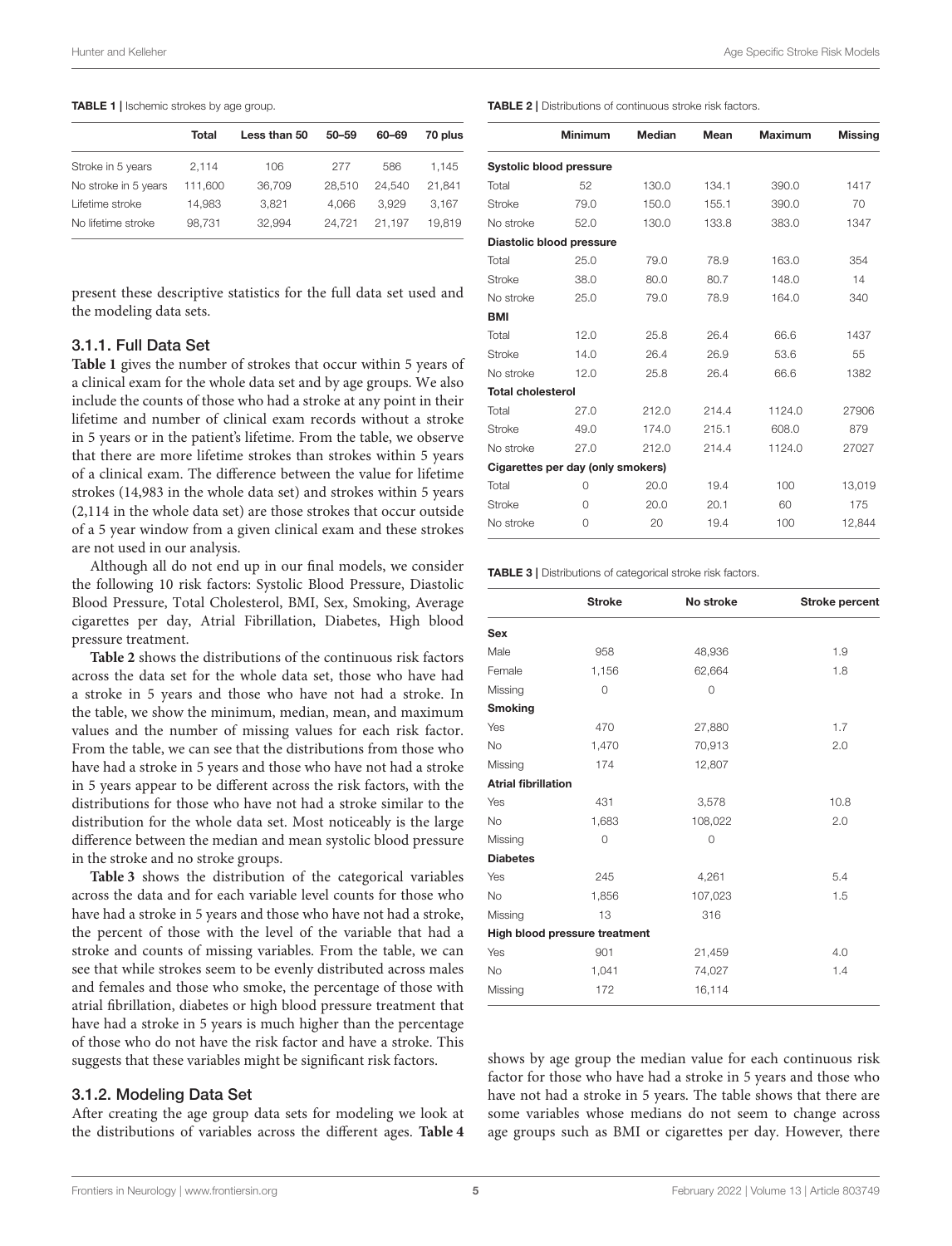**TABLE 1 |** Ischemic strokes by age group.

| | Total | Less than 50 | 50–59 | 60–69 | 70 plus |
|---|---|---|---|---|---|
| Stroke in 5 years | 2,114 | 106 | 277 | 586 | 1,145 |
| No stroke in 5 years | 111,600 | 36,709 | 28,510 | 24,540 | 21,841 |
| Lifetime stroke | 14,983 | 3,821 | 4,066 | 3,929 | 3,167 |
| No lifetime stroke | 98,731 | 32,994 | 24,721 | 21,197 | 19,819 |

present these descriptive statistics for the full data set used and the modeling data sets.

### 3.1.1. Full Data Set

**Table 1** gives the number of strokes that occur within 5 years of a clinical exam for the whole data set and by age groups. We also include the counts of those who had a stroke at any point in their lifetime and number of clinical exam records without a stroke in 5 years or in the patient's lifetime. From the table, we observe that there are more lifetime strokes than strokes within 5 years of a clinical exam. The difference between the value for lifetime strokes (14,983 in the whole data set) and strokes within 5 years (2,114 in the whole data set) are those strokes that occur outside of a 5 year window from a given clinical exam and these strokes are not used in our analysis.

Although all do not end up in our final models, we consider the following 10 risk factors: Systolic Blood Pressure, Diastolic Blood Pressure, Total Cholesterol, BMI, Sex, Smoking, Average cigarettes per day, Atrial Fibrillation, Diabetes, High blood pressure treatment.

**Table 2** shows the distributions of the continuous risk factors across the data set for the whole data set, those who have had a stroke in 5 years and those who have not had a stroke. In the table, we show the minimum, median, mean, and maximum values and the number of missing values for each risk factor. From the table, we can see that the distributions from those who have had a stroke in 5 years and those who have not had a stroke in 5 years appear to be different across the risk factors, with the distributions for those who have not had a stroke similar to the distribution for the whole data set. Most noticeably is the large difference between the median and mean systolic blood pressure in the stroke and no stroke groups.

**Table 3** shows the distribution of the categorical variables across the data and for each variable level counts for those who have had a stroke in 5 years and those who have not had a stroke, the percent of those with the level of the variable that had a stroke and counts of missing variables. From the table, we can see that while strokes seem to be evenly distributed across males and females and those who smoke, the percentage of those with atrial fibrillation, diabetes or high blood pressure treatment that have had a stroke in 5 years is much higher than the percentage of those who do not have the risk factor and have a stroke. This suggests that these variables might be significant risk factors.

### 3.1.2. Modeling Data Set

After creating the age group data sets for modeling we look at the distributions of variables across the different ages. **Table 4** shows by age group the median value for each continuous risk factor for those who have had a stroke in 5 years and those who have not had a stroke in 5 years. The table shows that there are some variables whose medians do not seem to change across age groups such as BMI or cigarettes per day. However, there

**TABLE 2 |** Distributions of continuous stroke risk factors.

| | Minimum | Median | Mean | Maximum | Missing |
|---|---|---|---|---|---|
| **Systolic blood pressure** | | | | | |
| Total | 52 | 130.0 | 134.1 | 390.0 | 1417 |
| Stroke | 79.0 | 150.0 | 155.1 | 390.0 | 70 |
| No stroke | 52.0 | 130.0 | 133.8 | 383.0 | 1347 |
| **Diastolic blood pressure** | | | | | |
| Total | 25.0 | 79.0 | 78.9 | 163.0 | 354 |
| Stroke | 38.0 | 80.0 | 80.7 | 148.0 | 14 |
| No stroke | 25.0 | 79.0 | 78.9 | 164.0 | 340 |
| **BMI** | | | | | |
| Total | 12.0 | 25.8 | 26.4 | 66.6 | 1437 |
| Stroke | 14.0 | 26.4 | 26.9 | 53.6 | 55 |
| No stroke | 12.0 | 25.8 | 26.4 | 66.6 | 1382 |
| **Total cholesterol** | | | | | |
| Total | 27.0 | 212.0 | 214.4 | 1124.0 | 27906 |
| Stroke | 49.0 | 174.0 | 215.1 | 608.0 | 879 |
| No stroke | 27.0 | 212.0 | 214.4 | 1124.0 | 27027 |
| **Cigarettes per day (only smokers)** | | | | | |
| Total | 0 | 20.0 | 19.4 | 100 | 13,019 |
| Stroke | 0 | 20.0 | 20.1 | 60 | 175 |
| No stroke | 0 | 20 | 19.4 | 100 | 12,844 |

**TABLE 3 |** Distributions of categorical stroke risk factors.

| | Stroke | No stroke | Stroke percent |
|---|---|---|---|
| **Sex** | | | |
| Male | 958 | 48,936 | 1.9 |
| Female | 1,156 | 62,664 | 1.8 |
| Missing | 0 | 0 | |
| **Smoking** | | | |
| Yes | 470 | 27,880 | 1.7 |
| No | 1,470 | 70,913 | 2.0 |
| Missing | 174 | 12,807 | |
| **Atrial fibrillation** | | | |
| Yes | 431 | 3,578 | 10.8 |
| No | 1,683 | 108,022 | 2.0 |
| Missing | 0 | 0 | |
| **Diabetes** | | | |
| Yes | 245 | 4,261 | 5.4 |
| No | 1,856 | 107,023 | 1.5 |
| Missing | 13 | 316 | |
| **High blood pressure treatment** | | | |
| Yes | 901 | 21,459 | 4.0 |
| No | 1,041 | 74,027 | 1.4 |
| Missing | 172 | 16,114 | |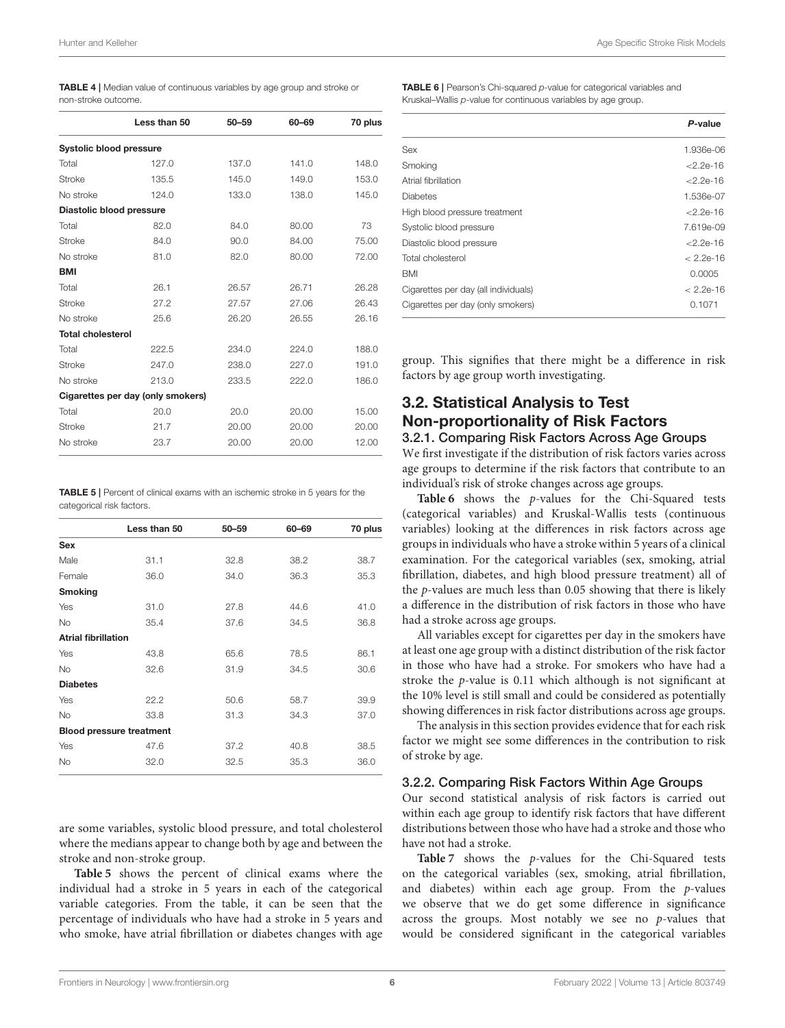**TABLE 4 |** Median value of continuous variables by age group and stroke or non-stroke outcome.

| | Less than 50 | 50–59 | 60–69 | 70 plus |
|---|---|---|---|---|
| **Systolic blood pressure** | | | | |
| Total | 127.0 | 137.0 | 141.0 | 148.0 |
| Stroke | 135.5 | 145.0 | 149.0 | 153.0 |
| No stroke | 124.0 | 133.0 | 138.0 | 145.0 |
| **Diastolic blood pressure** | | | | |
| Total | 82.0 | 84.0 | 80.00 | 73 |
| Stroke | 84.0 | 90.0 | 84.00 | 75.00 |
| No stroke | 81.0 | 82.0 | 80.00 | 72.00 |
| **BMI** | | | | |
| Total | 26.1 | 26.57 | 26.71 | 26.28 |
| Stroke | 27.2 | 27.57 | 27.06 | 26.43 |
| No stroke | 25.6 | 26.20 | 26.55 | 26.16 |
| **Total cholesterol** | | | | |
| Total | 222.5 | 234.0 | 224.0 | 188.0 |
| Stroke | 247.0 | 238.0 | 227.0 | 191.0 |
| No stroke | 213.0 | 233.5 | 222.0 | 186.0 |
| **Cigarettes per day (only smokers)** | | | | |
| Total | 20.0 | 20.0 | 20.00 | 15.00 |
| Stroke | 21.7 | 20.00 | 20.00 | 20.00 |
| No stroke | 23.7 | 20.00 | 20.00 | 12.00 |

**TABLE 5 |** Percent of clinical exams with an ischemic stroke in 5 years for the categorical risk factors.

| | Less than 50 | 50–59 | 60–69 | 70 plus |
|---|---|---|---|---|
| **Sex** | | | | |
| Male | 31.1 | 32.8 | 38.2 | 38.7 |
| Female | 36.0 | 34.0 | 36.3 | 35.3 |
| **Smoking** | | | | |
| Yes | 31.0 | 27.8 | 44.6 | 41.0 |
| No | 35.4 | 37.6 | 34.5 | 36.8 |
| **Atrial fibrillation** | | | | |
| Yes | 43.8 | 65.6 | 78.5 | 86.1 |
| No | 32.6 | 31.9 | 34.5 | 30.6 |
| **Diabetes** | | | | |
| Yes | 22.2 | 50.6 | 58.7 | 39.9 |
| No | 33.8 | 31.3 | 34.3 | 37.0 |
| **Blood pressure treatment** | | | | |
| Yes | 47.6 | 37.2 | 40.8 | 38.5 |
| No | 32.0 | 32.5 | 35.3 | 36.0 |

are some variables, systolic blood pressure, and total cholesterol where the medians appear to change both by age and between the stroke and non-stroke group.

**Table 5** shows the percent of clinical exams where the individual had a stroke in 5 years in each of the categorical variable categories. From the table, it can be seen that the percentage of individuals who have had a stroke in 5 years and who smoke, have atrial fibrillation or diabetes changes with age group. This signifies that there might be a difference in risk factors by age group worth investigating.

**TABLE 6 |** Pearson's Chi-squared *p*-value for categorical variables and Kruskal–Wallis *p*-value for continuous variables by age group.

| | *P*-value |
|---|---|
| Sex | 1.936e-06 |
| Smoking | <2.2e-16 |
| Atrial fibrillation | <2.2e-16 |
| Diabetes | 1.536e-07 |
| High blood pressure treatment | <2.2e-16 |
| Systolic blood pressure | 7.619e-09 |
| Diastolic blood pressure | <2.2e-16 |
| Total cholesterol | < 2.2e-16 |
| BMI | 0.0005 |
| Cigarettes per day (all individuals) | < 2.2e-16 |
| Cigarettes per day (only smokers) | 0.1071 |

## 3.2. Statistical Analysis to Test Non-proportionality of Risk Factors

### 3.2.1. Comparing Risk Factors Across Age Groups

We first investigate if the distribution of risk factors varies across age groups to determine if the risk factors that contribute to an individual's risk of stroke changes across age groups.

**Table 6** shows the *p*-values for the Chi-Squared tests (categorical variables) and Kruskal-Wallis tests (continuous variables) looking at the differences in risk factors across age groups in individuals who have a stroke within 5 years of a clinical examination. For the categorical variables (sex, smoking, atrial fibrillation, diabetes, and high blood pressure treatment) all of the *p*-values are much less than 0.05 showing that there is likely a difference in the distribution of risk factors in those who have had a stroke across age groups.

All variables except for cigarettes per day in the smokers have at least one age group with a distinct distribution of the risk factor in those who have had a stroke. For smokers who have had a stroke the *p*-value is 0.11 which although is not significant at the 10% level is still small and could be considered as potentially showing differences in risk factor distributions across age groups.

The analysis in this section provides evidence that for each risk factor we might see some differences in the contribution to risk of stroke by age.

### 3.2.2. Comparing Risk Factors Within Age Groups

Our second statistical analysis of risk factors is carried out within each age group to identify risk factors that have different distributions between those who have had a stroke and those who have not had a stroke.

**Table 7** shows the *p*-values for the Chi-Squared tests on the categorical variables (sex, smoking, atrial fibrillation, and diabetes) within each age group. From the *p*-values we observe that we do get some difference in significance across the groups. Most notably we see no *p*-values that would be considered significant in the categorical variables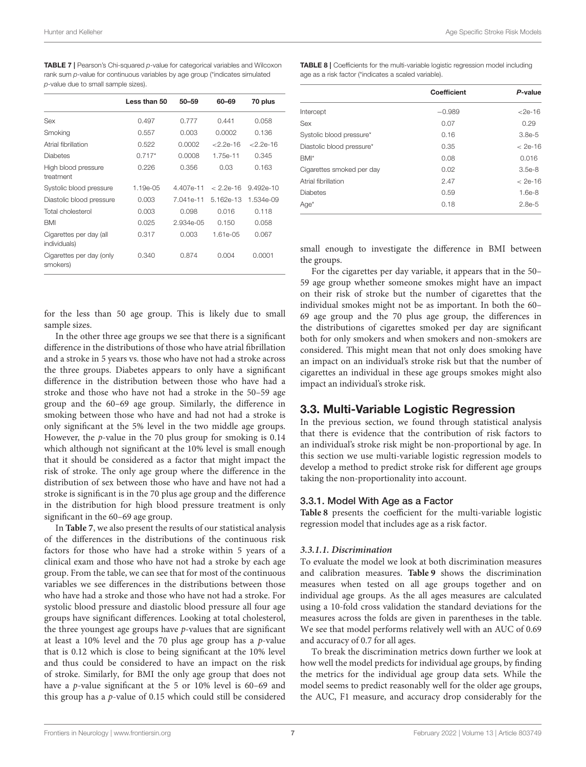**TABLE 7 |** Pearson's Chi-squared $p$-value for categorical variables and Wilcoxon rank sum $p$-value for continuous variables by age group (*indicates simulated $p$-value due to small sample sizes).

| | Less than 50 | 50–59 | 60–69 | 70 plus |
|---|---|---|---|---|
| Sex | 0.497 | 0.777 | 0.441 | 0.058 |
| Smoking | 0.557 | 0.003 | 0.0002 | 0.136 |
| Atrial fibrillation | 0.522 | 0.0002 | <2.2e-16 | <2.2e-16 |
| Diabetes | 0.717* | 0.0008 | 1.75e-11 | 0.345 |
| High blood pressure treatment | 0.226 | 0.356 | 0.03 | 0.163 |
| Systolic blood pressure | 1.19e-05 | 4.407e-11 | < 2.2e-16 | 9.492e-10 |
| Diastolic blood pressure | 0.003 | 7.041e-11 | 5.162e-13 | 1.534e-09 |
| Total cholesterol | 0.003 | 0.098 | 0.016 | 0.118 |
| BMI | 0.025 | 2.934e-05 | 0.150 | 0.058 |
| Cigarettes per day (all individuals) | 0.317 | 0.003 | 1.61e-05 | 0.067 |
| Cigarettes per day (only smokers) | 0.340 | 0.874 | 0.004 | 0.0001 |

for the less than 50 age group. This is likely due to small sample sizes.

In the other three age groups we see that there is a significant difference in the distributions of those who have atrial fibrillation and a stroke in 5 years vs. those who have not had a stroke across the three groups. Diabetes appears to only have a significant difference in the distribution between those who have had a stroke and those who have not had a stroke in the 50–59 age group and the 60–69 age group. Similarly, the difference in smoking between those who have and had not had a stroke is only significant at the 5% level in the two middle age groups. However, the $p$-value in the 70 plus group for smoking is 0.14 which although not significant at the 10% level is small enough that it should be considered as a factor that might impact the risk of stroke. The only age group where the difference in the distribution of sex between those who have and have not had a stroke is significant is in the 70 plus age group and the difference in the distribution for high blood pressure treatment is only significant in the 60–69 age group.

In **Table 7**, we also present the results of our statistical analysis of the differences in the distributions of the continuous risk factors for those who have had a stroke within 5 years of a clinical exam and those who have not had a stroke by each age group. From the table, we can see that for most of the continuous variables we see differences in the distributions between those who have had a stroke and those who have not had a stroke. For systolic blood pressure and diastolic blood pressure all four age groups have significant differences. Looking at total cholesterol, the three youngest age groups have $p$-values that are significant at least a 10% level and the 70 plus age group has a $p$-value that is 0.12 which is close to being significant at the 10% level and thus could be considered to have an impact on the risk of stroke. Similarly, for BMI the only age group that does not have a $p$-value significant at the 5 or 10% level is 60–69 and this group has a $p$-value of 0.15 which could still be considered small enough to investigate the difference in BMI between the groups.

For the cigarettes per day variable, it appears that in the 50–59 age group whether someone smokes might have an impact on their risk of stroke but the number of cigarettes that the individual smokes might not be as important. In both the 60–69 age group and the 70 plus age group, the differences in the distributions of cigarettes smoked per day are significant both for only smokers and when smokers and non-smokers are considered. This might mean that not only does smoking have an impact on an individual's stroke risk but that the number of cigarettes an individual in these age groups smokes might also impact an individual's stroke risk.

**TABLE 8 |** Coefficients for the multi-variable logistic regression model including age as a risk factor (*indicates a scaled variable).

| | Coefficient | *P*-value |
|---|---|---|
| Intercept | −0.989 | <2e-16 |
| Sex | 0.07 | 0.29 |
| Systolic blood pressure* | 0.16 | 3.8e-5 |
| Diastolic blood pressure* | 0.35 | < 2e-16 |
| BMI* | 0.08 | 0.016 |
| Cigarettes smoked per day | 0.02 | 3.5e-8 |
| Atrial fibrillation | 2.47 | < 2e-16 |
| Diabetes | 0.59 | 1.6e-8 |
| Age* | 0.18 | 2.8e-5 |

## 3.3. Multi-Variable Logistic Regression

In the previous section, we found through statistical analysis that there is evidence that the contribution of risk factors to an individual's stroke risk might be non-proportional by age. In this section we use multi-variable logistic regression models to develop a method to predict stroke risk for different age groups taking the non-proportionality into account.

### 3.3.1. Model With Age as a Factor

**Table 8** presents the coefficient for the multi-variable logistic regression model that includes age as a risk factor.

#### *3.3.1.1. Discrimination*

To evaluate the model we look at both discrimination measures and calibration measures. **Table 9** shows the discrimination measures when tested on all age groups together and on individual age groups. As the all ages measures are calculated using a 10-fold cross validation the standard deviations for the measures across the folds are given in parentheses in the table. We see that model performs relatively well with an AUC of 0.69 and accuracy of 0.7 for all ages.

To break the discrimination metrics down further we look at how well the model predicts for individual age groups, by finding the metrics for the individual age group data sets. While the model seems to predict reasonably well for the older age groups, the AUC, F1 measure, and accuracy drop considerably for the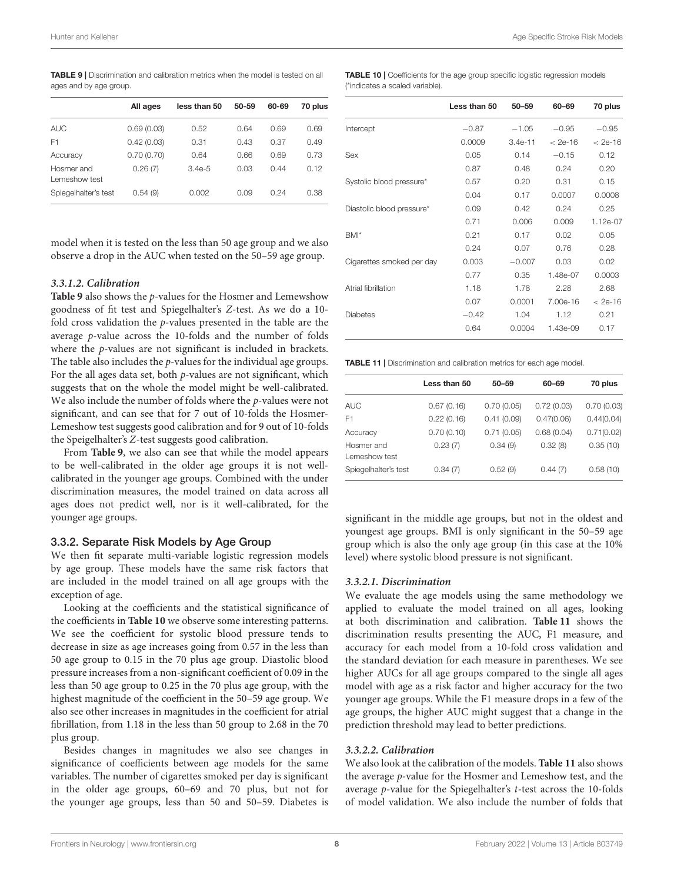**TABLE 9 |** Discrimination and calibration metrics when the model is tested on all ages and by age group.

| | All ages | less than 50 | 50-59 | 60-69 | 70 plus |
|---|---|---|---|---|---|
| AUC | 0.69 (0.03) | 0.52 | 0.64 | 0.69 | 0.69 |
| F1 | 0.42 (0.03) | 0.31 | 0.43 | 0.37 | 0.49 |
| Accuracy | 0.70 (0.70) | 0.64 | 0.66 | 0.69 | 0.73 |
| Hosmer and Lemeshow test | 0.26 (7) | 3.4e-5 | 0.03 | 0.44 | 0.12 |
| Spiegelhalter's test | 0.54 (9) | 0.002 | 0.09 | 0.24 | 0.38 |

model when it is tested on the less than 50 age group and we also observe a drop in the AUC when tested on the 50–59 age group.

#### 3.3.1.2. Calibration

**Table 9** also shows the *p*-values for the Hosmer and Lemewshow goodness of fit test and Spiegelhalter's *Z*-test. As we do a 10-fold cross validation the *p*-values presented in the table are the average *p*-value across the 10-folds and the number of folds where the *p*-values are not significant is included in brackets. The table also includes the *p*-values for the individual age groups. For the all ages data set, both *p*-values are not significant, which suggests that on the whole the model might be well-calibrated. We also include the number of folds where the *p*-values were not significant, and can see that for 7 out of 10-folds the Hosmer-Lemeshow test suggests good calibration and for 9 out of 10-folds the Speigelhalter's *Z*-test suggests good calibration.

From **Table 9**, we also can see that while the model appears to be well-calibrated in the older age groups it is not well-calibrated in the younger age groups. Combined with the under discrimination measures, the model trained on data across all ages does not predict well, nor is it well-calibrated, for the younger age groups.

### 3.3.2. Separate Risk Models by Age Group

We then fit separate multi-variable logistic regression models by age group. These models have the same risk factors that are included in the model trained on all age groups with the exception of age.

Looking at the coefficients and the statistical significance of the coefficients in **Table 10** we observe some interesting patterns. We see the coefficient for systolic blood pressure tends to decrease in size as age increases going from 0.57 in the less than 50 age group to 0.15 in the 70 plus age group. Diastolic blood pressure increases from a non-significant coefficient of 0.09 in the less than 50 age group to 0.25 in the 70 plus age group, with the highest magnitude of the coefficient in the 50–59 age group. We also see other increases in magnitudes in the coefficient for atrial fibrillation, from 1.18 in the less than 50 group to 2.68 in the 70 plus group.

Besides changes in magnitudes we also see changes in significance of coefficients between age models for the same variables. The number of cigarettes smoked per day is significant in the older age groups, 60–69 and 70 plus, but not for the younger age groups, less than 50 and 50–59. Diabetes is

**TABLE 10 |** Coefficients for the age group specific logistic regression models (*indicates a scaled variable).

| | Less than 50 | 50–59 | 60–69 | 70 plus |
|---|---|---|---|---|
| Intercept | −0.87 | −1.05 | −0.95 | −0.95 |
| | 0.0009 | 3.4e-11 | < 2e-16 | < 2e-16 |
| Sex | 0.05 | 0.14 | −0.15 | 0.12 |
| | 0.87 | 0.48 | 0.24 | 0.20 |
| Systolic blood pressure* | 0.57 | 0.20 | 0.31 | 0.15 |
| | 0.04 | 0.17 | 0.0007 | 0.0008 |
| Diastolic blood pressure* | 0.09 | 0.42 | 0.24 | 0.25 |
| | 0.71 | 0.006 | 0.009 | 1.12e-07 |
| BMI* | 0.21 | 0.17 | 0.02 | 0.05 |
| | 0.24 | 0.07 | 0.76 | 0.28 |
| Cigarettes smoked per day | 0.003 | −0.007 | 0.03 | 0.02 |
| | 0.77 | 0.35 | 1.48e-07 | 0.0003 |
| Atrial fibrillation | 1.18 | 1.78 | 2.28 | 2.68 |
| | 0.07 | 0.0001 | 7.00e-16 | < 2e-16 |
| Diabetes | −0.42 | 1.04 | 1.12 | 0.21 |
| | 0.64 | 0.0004 | 1.43e-09 | 0.17 |

**TABLE 11 |** Discrimination and calibration metrics for each age model.

| | Less than 50 | 50–59 | 60–69 | 70 plus |
|---|---|---|---|---|
| AUC | 0.67 (0.16) | 0.70 (0.05) | 0.72 (0.03) | 0.70 (0.03) |
| F1 | 0.22 (0.16) | 0.41 (0.09) | 0.47(0.06) | 0.44(0.04) |
| Accuracy | 0.70 (0.10) | 0.71 (0.05) | 0.68 (0.04) | 0.71(0.02) |
| Hosmer and Lemeshow test | 0.23 (7) | 0.34 (9) | 0.32 (8) | 0.35 (10) |
| Spiegelhalter's test | 0.34 (7) | 0.52 (9) | 0.44 (7) | 0.58 (10) |

significant in the middle age groups, but not in the oldest and youngest age groups. BMI is only significant in the 50–59 age group which is also the only age group (in this case at the 10% level) where systolic blood pressure is not significant.

#### 3.3.2.1. Discrimination

We evaluate the age models using the same methodology we applied to evaluate the model trained on all ages, looking at both discrimination and calibration. **Table 11** shows the discrimination results presenting the AUC, F1 measure, and accuracy for each model from a 10-fold cross validation and the standard deviation for each measure in parentheses. We see higher AUCs for all age groups compared to the single all ages model with age as a risk factor and higher accuracy for the two younger age groups. While the F1 measure drops in a few of the age groups, the higher AUC might suggest that a change in the prediction threshold may lead to better predictions.

#### 3.3.2.2. Calibration

We also look at the calibration of the models. **Table 11** also shows the average *p*-value for the Hosmer and Lemeshow test, and the average *p*-value for the Spiegelhalter's *t*-test across the 10-folds of model validation. We also include the number of folds that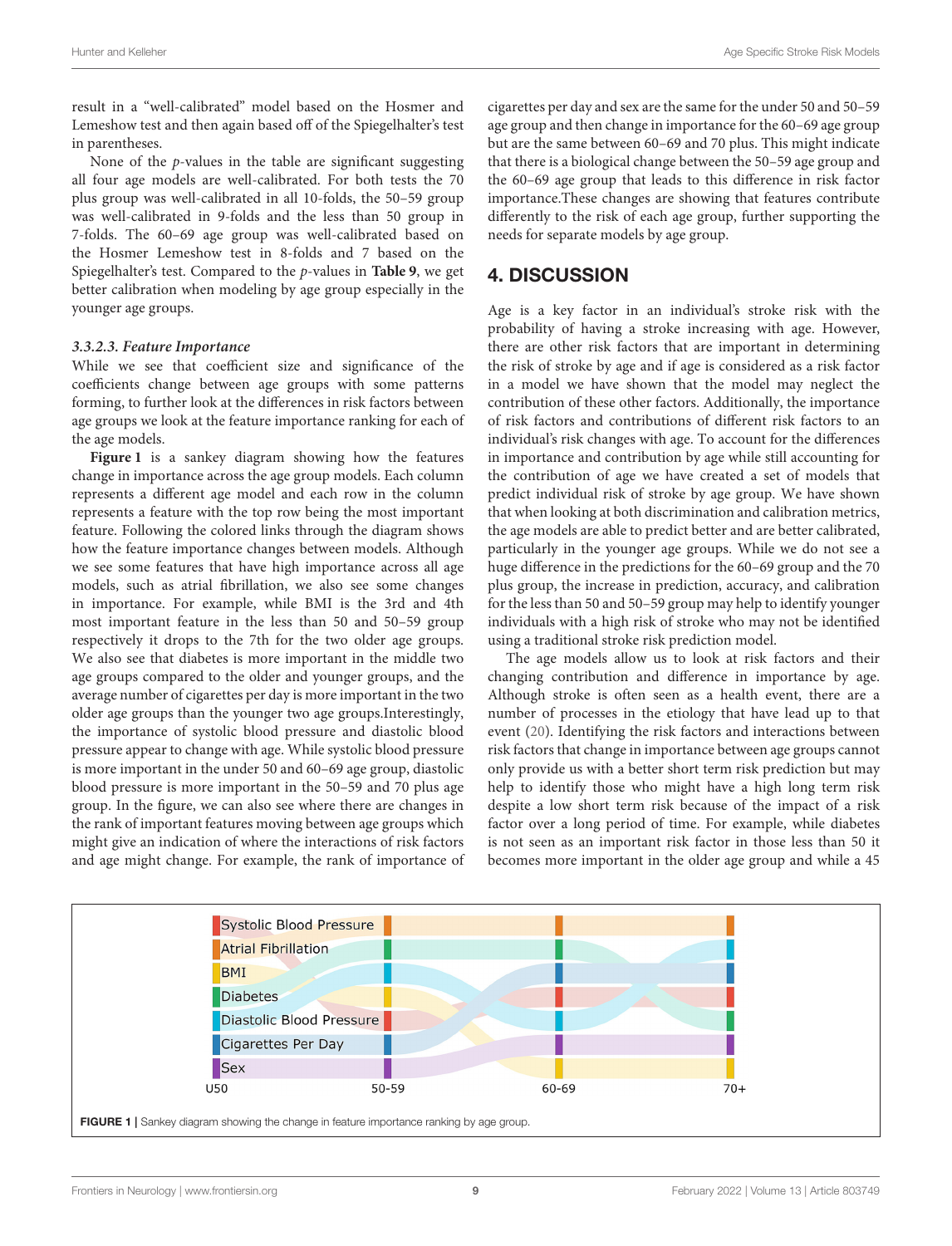result in a "well-calibrated" model based on the Hosmer and Lemeshow test and then again based off of the Spiegelhalter's test in parentheses.

None of the *p*-values in the table are significant suggesting all four age models are well-calibrated. For both tests the 70 plus group was well-calibrated in all 10-folds, the 50–59 group was well-calibrated in 9-folds and the less than 50 group in 7-folds. The 60–69 age group was well-calibrated based on the Hosmer Lemeshow test in 8-folds and 7 based on the Spiegelhalter's test. Compared to the *p*-values in **Table 9**, we get better calibration when modeling by age group especially in the younger age groups.

#### *3.3.2.3. Feature Importance*

While we see that coefficient size and significance of the coefficients change between age groups with some patterns forming, to further look at the differences in risk factors between age groups we look at the feature importance ranking for each of the age models.

**Figure 1** is a sankey diagram showing how the features change in importance across the age group models. Each column represents a different age model and each row in the column represents a feature with the top row being the most important feature. Following the colored links through the diagram shows how the feature importance changes between models. Although we see some features that have high importance across all age models, such as atrial fibrillation, we also see some changes in importance. For example, while BMI is the 3rd and 4th most important feature in the less than 50 and 50–59 group respectively it drops to the 7th for the two older age groups. We also see that diabetes is more important in the middle two age groups compared to the older and younger groups, and the average number of cigarettes per day is more important in the two older age groups than the younger two age groups.Interestingly, the importance of systolic blood pressure and diastolic blood pressure appear to change with age. While systolic blood pressure is more important in the under 50 and 60–69 age group, diastolic blood pressure is more important in the 50–59 and 70 plus age group. In the figure, we can also see where there are changes in the rank of important features moving between age groups which might give an indication of where the interactions of risk factors and age might change. For example, the rank of importance of cigarettes per day and sex are the same for the under 50 and 50–59 age group and then change in importance for the 60–69 age group but are the same between 60–69 and 70 plus. This might indicate that there is a biological change between the 50–59 age group and the 60–69 age group that leads to this difference in risk factor importance.These changes are showing that features contribute differently to the risk of each age group, further supporting the needs for separate models by age group.

## 4. DISCUSSION

Age is a key factor in an individual's stroke risk with the probability of having a stroke increasing with age. However, there are other risk factors that are important in determining the risk of stroke by age and if age is considered as a risk factor in a model we have shown that the model may neglect the contribution of these other factors. Additionally, the importance of risk factors and contributions of different risk factors to an individual's risk changes with age. To account for the differences in importance and contribution by age while still accounting for the contribution of age we have created a set of models that predict individual risk of stroke by age group. We have shown that when looking at both discrimination and calibration metrics, the age models are able to predict better and are better calibrated, particularly in the younger age groups. While we do not see a huge difference in the predictions for the 60–69 group and the 70 plus group, the increase in prediction, accuracy, and calibration for the less than 50 and 50–59 group may help to identify younger individuals with a high risk of stroke who may not be identified using a traditional stroke risk prediction model.

The age models allow us to look at risk factors and their changing contribution and difference in importance by age. Although stroke is often seen as a health event, there are a number of processes in the etiology that have lead up to that event (20). Identifying the risk factors and interactions between risk factors that change in importance between age groups cannot only provide us with a better short term risk prediction but may help to identify those who might have a high long term risk despite a low short term risk because of the impact of a risk factor over a long period of time. For example, while diabetes is not seen as an important risk factor in those less than 50 it becomes more important in the older age group and while a 45

Systolic Blood Pressure
Atrial Fibrillation
BMI
Diabetes
Diastolic Blood Pressure
Cigarettes Per Day
Sex

U50 | 50-59 | 60-69 | 70+

**FIGURE 1** | Sankey diagram showing the change in feature importance ranking by age group.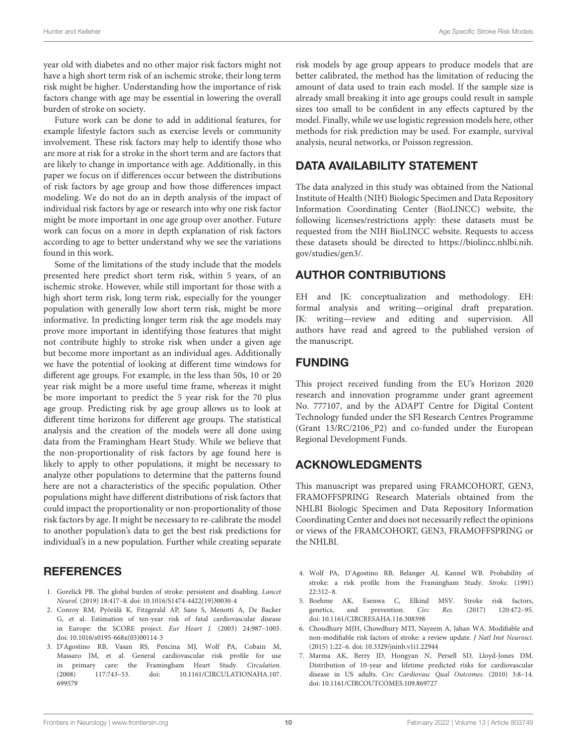year old with diabetes and no other major risk factors might not have a high short term risk of an ischemic stroke, their long term risk might be higher. Understanding how the importance of risk factors change with age may be essential in lowering the overall burden of stroke on society.

Future work can be done to add in additional features, for example lifestyle factors such as exercise levels or community involvement. These risk factors may help to identify those who are more at risk for a stroke in the short term and are factors that are likely to change in importance with age. Additionally, in this paper we focus on if differences occur between the distributions of risk factors by age group and how those differences impact modeling. We do not do an in depth analysis of the impact of individual risk factors by age or research into why one risk factor might be more important in one age group over another. Future work can focus on a more in depth explanation of risk factors according to age to better understand why we see the variations found in this work.

Some of the limitations of the study include that the models presented here predict short term risk, within 5 years, of an ischemic stroke. However, while still important for those with a high short term risk, long term risk, especially for the younger population with generally low short term risk, might be more informative. In predicting longer term risk the age models may prove more important in identifying those features that might not contribute highly to stroke risk when under a given age but become more important as an individual ages. Additionally we have the potential of looking at different time windows for different age groups. For example, in the less than 50s, 10 or 20 year risk might be a more useful time frame, whereas it might be more important to predict the 5 year risk for the 70 plus age group. Predicting risk by age group allows us to look at different time horizons for different age groups. The statistical analysis and the creation of the models were all done using data from the Framingham Heart Study. While we believe that the non-proportionality of risk factors by age found here is likely to apply to other populations, it might be necessary to analyze other populations to determine that the patterns found here are not a characteristics of the specific population. Other populations might have different distributions of risk factors that could impact the proportionality or non-proportionality of those risk factors by age. It might be necessary to re-calibrate the model to another population's data to get the best risk predictions for individual's in a new population. Further while creating separate risk models by age group appears to produce models that are better calibrated, the method has the limitation of reducing the amount of data used to train each model. If the sample size is already small breaking it into age groups could result in sample sizes too small to be confident in any effects captured by the model. Finally, while we use logistic regression models here, other methods for risk prediction may be used. For example, survival analysis, neural networks, or Poisson regression.

## DATA AVAILABILITY STATEMENT

The data analyzed in this study was obtained from the National Institute of Health (NIH) Biologic Specimen and Data Repository Information Coordinating Center (BioLINCC) website, the following licenses/restrictions apply: these datasets must be requested from the NIH BioLINCC website. Requests to access these datasets should be directed to https://biolincc.nhlbi.nih.gov/studies/gen3/.

## AUTHOR CONTRIBUTIONS

EH and JK: conceptualization and methodology. EH: formal analysis and writing—original draft preparation. JK: writing—review and editing and supervision. All authors have read and agreed to the published version of the manuscript.

## FUNDING

This project received funding from the EU's Horizon 2020 research and innovation programme under grant agreement No. 777107, and by the ADAPT Centre for Digital Content Technology funded under the SFI Research Centres Programme (Grant 13/RC/2106_P2) and co-funded under the European Regional Development Funds.

## ACKNOWLEDGMENTS

This manuscript was prepared using FRAMCOHORT, GEN3, FRAMOFFSPRING Research Materials obtained from the NHLBI Biologic Specimen and Data Repository Information Coordinating Center and does not necessarily reflect the opinions or views of the FRAMCOHORT, GEN3, FRAMOFFSPRING or the NHLBI.

## REFERENCES

1. Gorelick PB. The global burden of stroke: persistent and disabling. *Lancet Neurol.* (2019) 18:417–8. doi: 10.1016/S1474-4422(19)30030-4
2. Conroy RM, Pyörälä K, Fitzgerald AP, Sans S, Menotti A, De Backer G, et al. Estimation of ten-year risk of fatal cardiovascular disease in Europe: the SCORE project. *Eur Heart J.* (2003) 24:987–1003. doi: 10.1016/s0195-668x(03)00114-3
3. D'Agostino RB, Vasan RS, Pencina MJ, Wolf PA, Cobain M, Massaro JM, et al. General cardiovascular risk profile for use in primary care: the Framingham Heart Study. *Circulation.* (2008) 117:743–53. doi: 10.1161/CIRCULATIONAHA.107.699579
4. Wolf PA, D'Agostino RB, Belanger AJ, Kannel WB. Probability of stroke: a risk profile from the Framingham Study. *Stroke.* (1991) 22:312–8.
5. Boehme AK, Esenwa C, Elkind MSV. Stroke risk factors, genetics, and prevention. *Circ Res.* (2017) 120:472–95. doi: 10.1161/CIRCRESAHA.116.308398
6. Choudhury MJH, Chowdhury MTI, Nayeem A, Jahan WA. Modifiable and non-modifiable risk factors of stroke: a review update. *J Natl Inst Neurosci.* (2015) 1:22–6. doi: 10.3329/jninb.v1i1.22944
7. Marma AK, Berry JD, Hongyan N, Persell SD, Lloyd-Jones DM. Distribution of 10-year and lifetime predicted risks for cardiovascular disease in US adults. *Circ Cardiovasc Qual Outcomes.* (2010) 3:8–14. doi: 10.1161/CIRCOUTCOMES.109.869727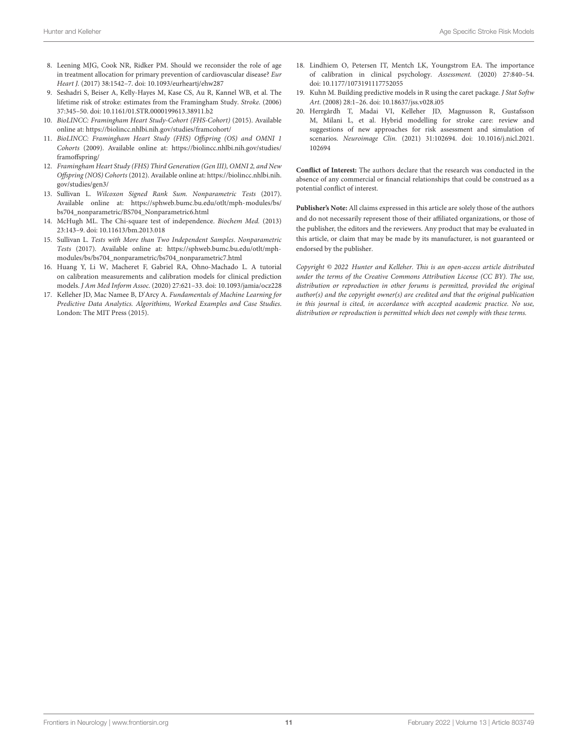8. Leening MJG, Cook NR, Ridker PM. Should we reconsider the role of age in treatment allocation for primary prevention of cardiovascular disease? *Eur Heart J.* (2017) 38:1542–7. doi: 10.1093/eurheartj/ehw287
9. Seshadri S, Beiser A, Kelly-Hayes M, Kase CS, Au R, Kannel WB, et al. The lifetime risk of stroke: estimates from the Framingham Study. *Stroke.* (2006) 37:345–50. doi: 10.1161/01.STR.0000199613.38911.b2
10. *BioLINCC: Framingham Heart Study-Cohort (FHS-Cohort)* (2015). Available online at: https://biolincc.nhlbi.nih.gov/studies/framcohort/
11. *BioLINCC: Framingham Heart Study (FHS) Offspring (OS) and OMNI 1 Cohorts* (2009). Available online at: https://biolincc.nhlbi.nih.gov/studies/framoffspring/
12. *Framingham Heart Study (FHS) Third Generation (Gen III), OMNI 2, and New Offspring (NOS) Cohorts* (2012). Available online at: https://biolincc.nhlbi.nih.gov/studies/gen3/
13. Sullivan L. *Wilcoxon Signed Rank Sum. Nonparametric Tests* (2017). Available online at: https://sphweb.bumc.bu.edu/otlt/mph-modules/bs/bs704_nonparametric/BS704_Nonparametric6.html
14. McHugh ML. The Chi-square test of independence. *Biochem Med.* (2013) 23:143–9. doi: 10.11613/bm.2013.018
15. Sullivan L. *Tests with More than Two Independent Samples. Nonparametric Tests* (2017). Available online at: https://sphweb.bumc.bu.edu/otlt/mph-modules/bs/bs704_nonparametric/bs704_nonparametric7.html
16. Huang Y, Li W, Macheret F, Gabriel RA, Ohno-Machado L. A tutorial on calibration measurements and calibration models for clinical prediction models. *J Am Med Inform Assoc.* (2020) 27:621–33. doi: 10.1093/jamia/ocz228
17. Kelleher JD, Mac Namee B, D'Arcy A. *Fundamentals of Machine Learning for Predictive Data Analytics. Algorithims, Worked Examples and Case Studies.* London: The MIT Press (2015).
18. Lindhiem O, Petersen IT, Mentch LK, Youngstrom EA. The importance of calibration in clinical psychology. *Assessment.* (2020) 27:840–54. doi: 10.1177/1073191117752055
19. Kuhn M. Building predictive models in R using the caret package. *J Stat Softw Art.* (2008) 28:1–26. doi: 10.18637/jss.v028.i05
20. Herrgårdh T, Madai VI, Kelleher JD, Magnusson R, Gustafsson M, Milani L, et al. Hybrid modelling for stroke care: review and suggestions of new approaches for risk assessment and simulation of scenarios. *Neuroimage Clin.* (2021) 31:102694. doi: 10.1016/j.nicl.2021.102694

**Conflict of Interest:** The authors declare that the research was conducted in the absence of any commercial or financial relationships that could be construed as a potential conflict of interest.

**Publisher's Note:** All claims expressed in this article are solely those of the authors and do not necessarily represent those of their affiliated organizations, or those of the publisher, the editors and the reviewers. Any product that may be evaluated in this article, or claim that may be made by its manufacturer, is not guaranteed or endorsed by the publisher.

*Copyright © 2022 Hunter and Kelleher. This is an open-access article distributed under the terms of the Creative Commons Attribution License (CC BY). The use, distribution or reproduction in other forums is permitted, provided the original author(s) and the copyright owner(s) are credited and that the original publication in this journal is cited, in accordance with accepted academic practice. No use, distribution or reproduction is permitted which does not comply with these terms.*